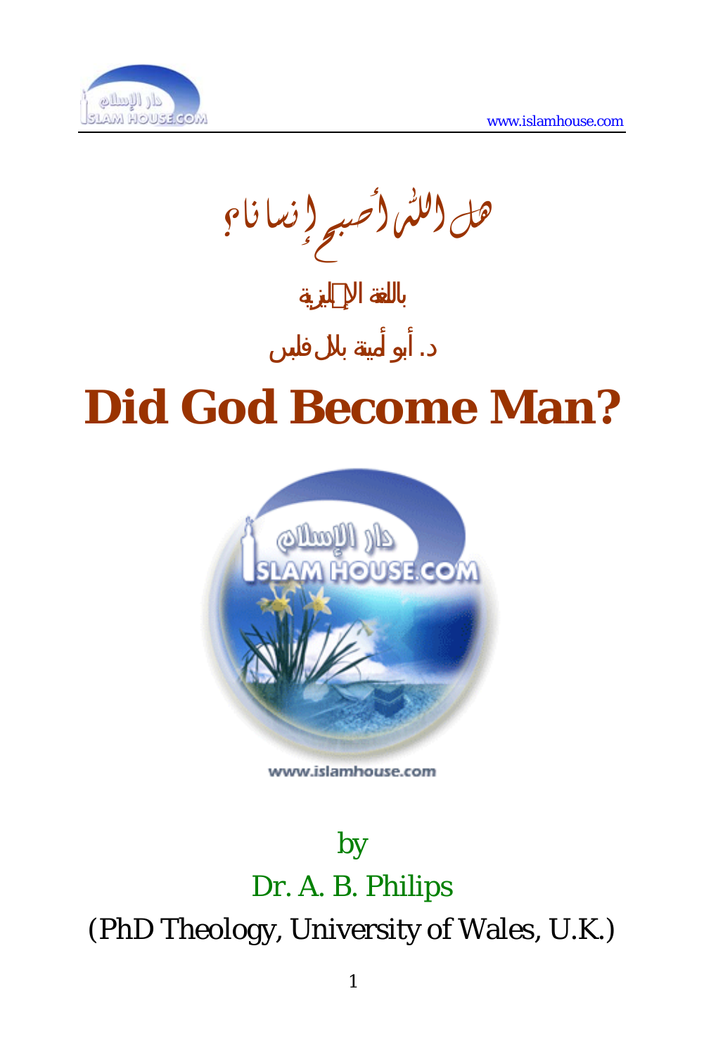هل الله أصبح إنسانا؟

باللغة الإنجليزية

د. أبو أمينة بلال فلبس

# Did God Become Man?

www.islamhouse.com

by

Dr. A. B. Philips

(PhD Theology, University of Wales, U.K.)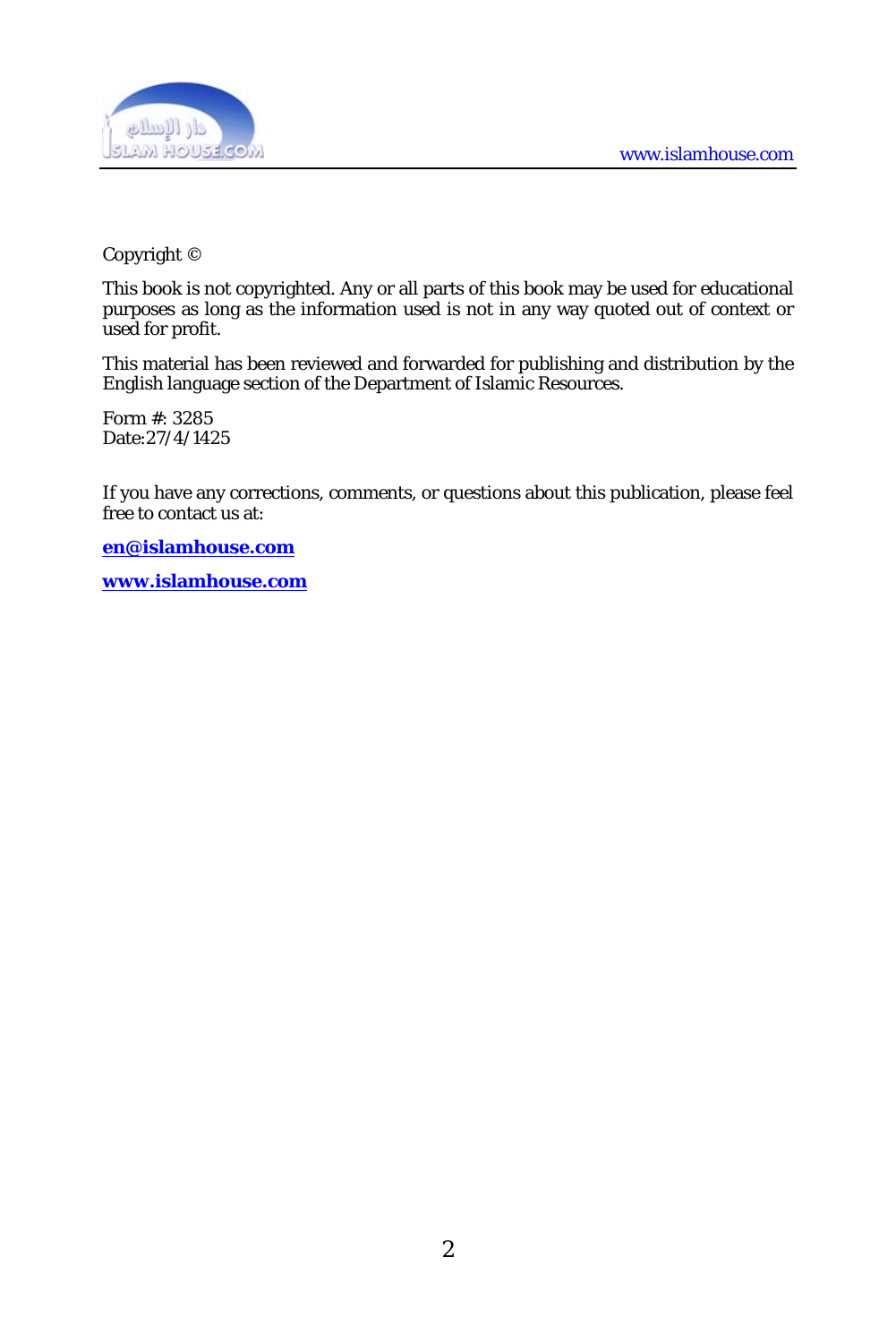Copyright ©

This book is not copyrighted. Any or all parts of this book may be used for educational purposes as long as the information used is not in any way quoted out of context or used for profit.

This material has been reviewed and forwarded for publishing and distribution by the English language section of the Department of Islamic Resources.

Form #: 3285
Date:27/4/1425

If you have any corrections, comments, or questions about this publication, please feel free to contact us at:

**en@islamhouse.com**

**www.islamhouse.com**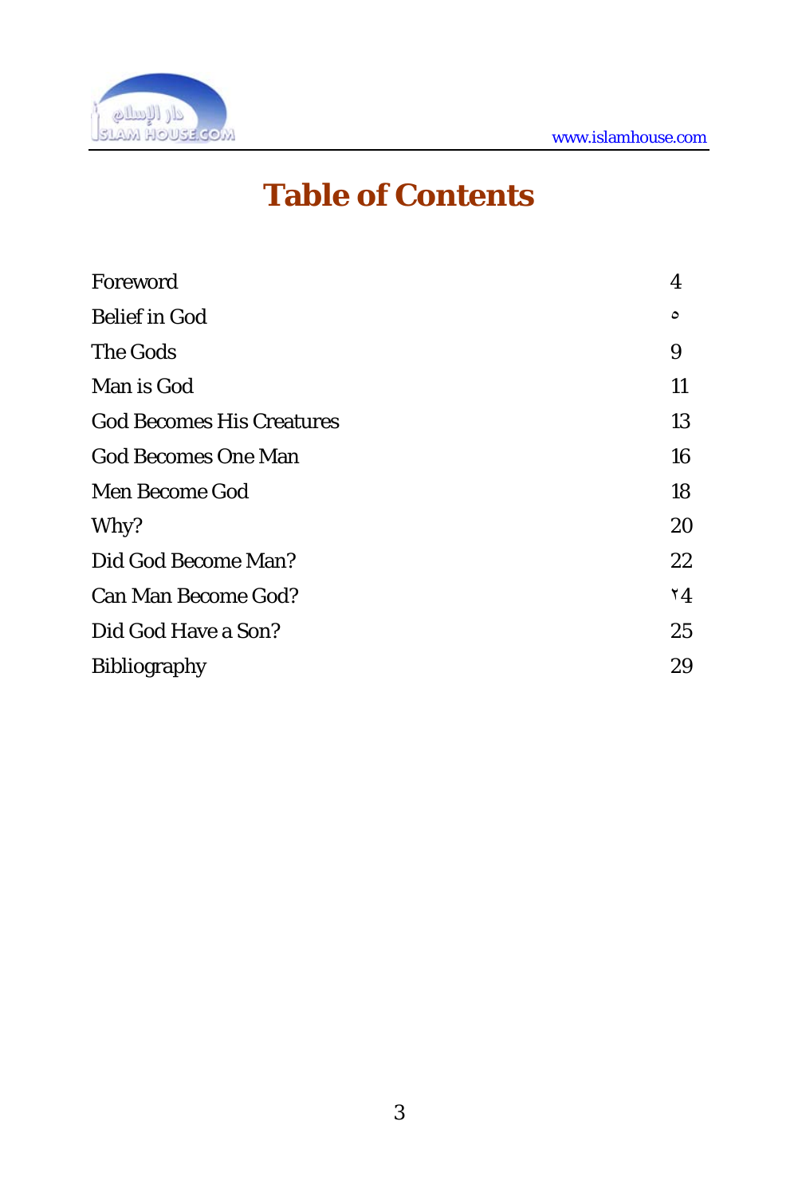# Table of Contents

| | |
|---|---|
| Foreword | 4 |
| Belief in God | ٥ |
| The Gods | 9 |
| Man is God | 11 |
| God Becomes His Creatures | 13 |
| God Becomes One Man | 16 |
| Men Become God | 18 |
| Why? | 20 |
| Did God Become Man? | 22 |
| Can Man Become God? | ٢4 |
| Did God Have a Son? | 25 |
| Bibliography | 29 |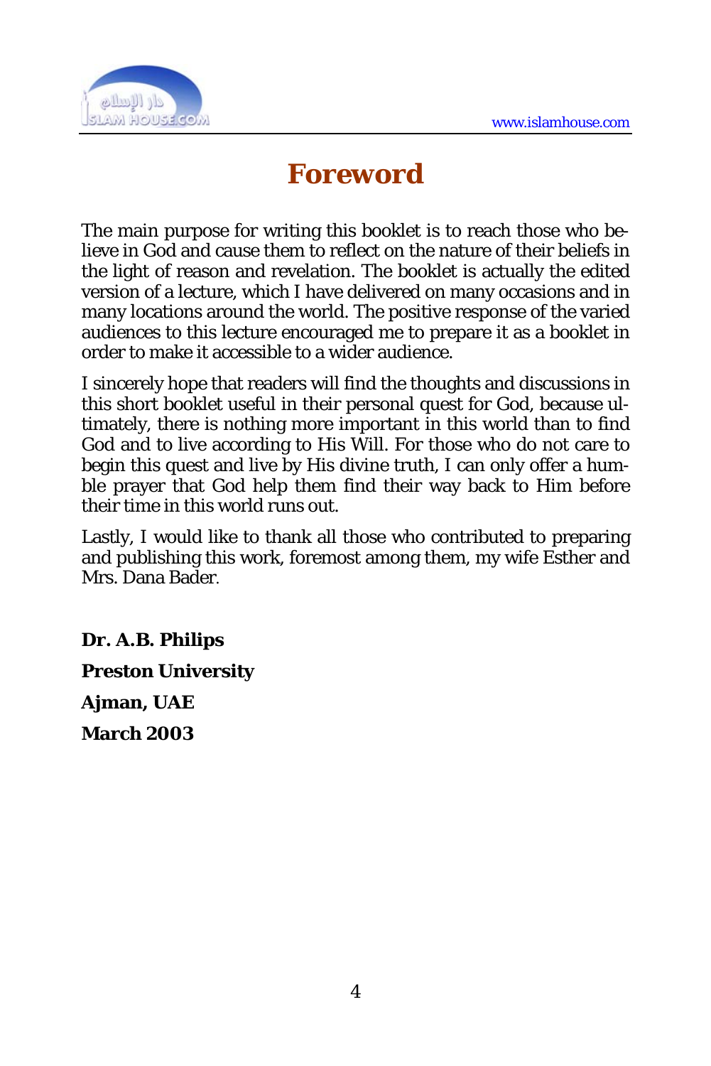# Foreword

The main purpose for writing this booklet is to reach those who believe in God and cause them to reflect on the nature of their beliefs in the light of reason and revelation. The booklet is actually the edited version of a lecture, which I have delivered on many occasions and in many locations around the world. The positive response of the varied audiences to this lecture encouraged me to prepare it as a booklet in order to make it accessible to a wider audience.

I sincerely hope that readers will find the thoughts and discussions in this short booklet useful in their personal quest for God, because ultimately, there is nothing more important in this world than to find God and to live according to His Will. For those who do not care to begin this quest and live by His divine truth, I can only offer a humble prayer that God help them find their way back to Him before their time in this world runs out.

Lastly, I would like to thank all those who contributed to preparing and publishing this work, foremost among them, my wife Esther and Mrs. Dana Bader.

**Dr. A.B. Philips**

**Preston University**

**Ajman, UAE**

**March 2003**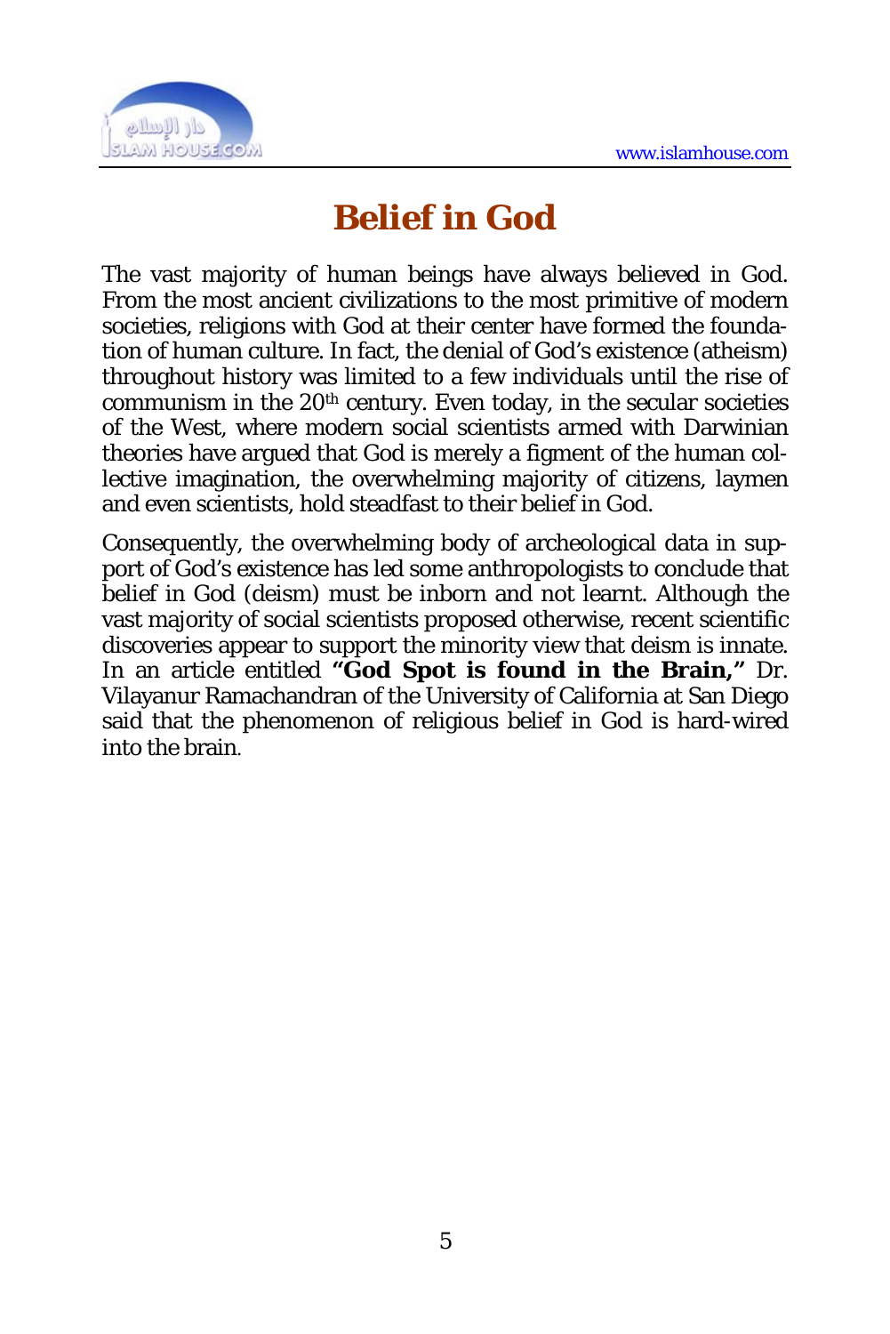# Belief in God

The vast majority of human beings have always believed in God. From the most ancient civilizations to the most primitive of modern societies, religions with God at their center have formed the foundation of human culture. In fact, the denial of God's existence (atheism) throughout history was limited to a few individuals until the rise of communism in the 20th century. Even today, in the secular societies of the West, where modern social scientists armed with Darwinian theories have argued that God is merely a figment of the human collective imagination, the overwhelming majority of citizens, laymen and even scientists, hold steadfast to their belief in God.

Consequently, the overwhelming body of archeological data in support of God's existence has led some anthropologists to conclude that belief in God (deism) must be inborn and not learnt. Although the vast majority of social scientists proposed otherwise, recent scientific discoveries appear to support the minority view that deism is innate. In an article entitled **"God Spot is found in the Brain,"** Dr. Vilayanur Ramachandran of the University of California at San Diego said that the phenomenon of religious belief in God is hard-wired into the brain.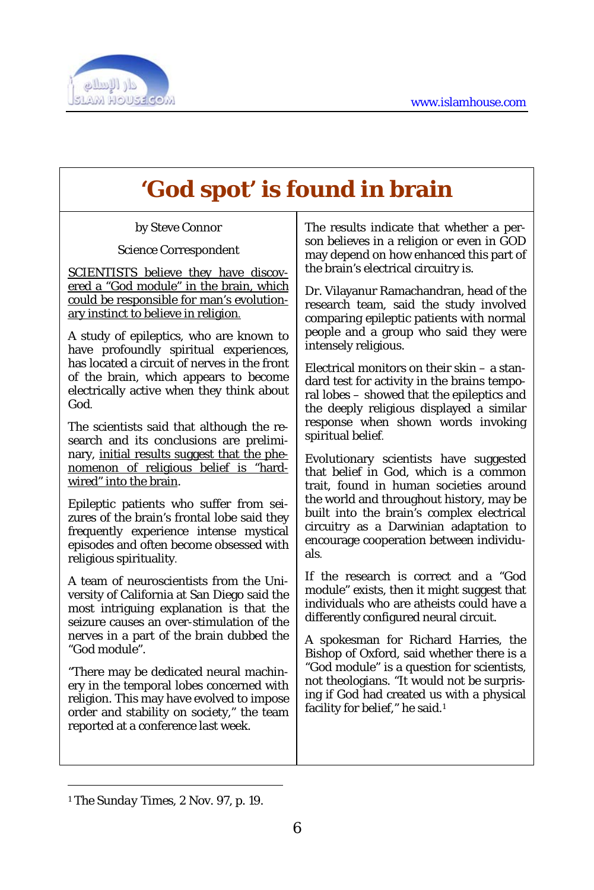# 'God spot' is found in brain

by Steve Connor

Science Correspondent

SCIENTISTS believe they have discovered a "God module" in the brain, which could be responsible for man's evolutionary instinct to believe in religion.

A study of epileptics, who are known to have profoundly spiritual experiences, has located a circuit of nerves in the front of the brain, which appears to become electrically active when they think about God.

The scientists said that although the research and its conclusions are preliminary, initial results suggest that the phenomenon of religious belief is "hard-wired" into the brain.

Epileptic patients who suffer from seizures of the brain's frontal lobe said they frequently experience intense mystical episodes and often become obsessed with religious spirituality.

A team of neuroscientists from the University of California at San Diego said the most intriguing explanation is that the seizure causes an over-stimulation of the nerves in a part of the brain dubbed the "God module".

"There may be dedicated neural machinery in the temporal lobes concerned with religion. This may have evolved to impose order and stability on society," the team reported at a conference last week.

The results indicate that whether a person believes in a religion or even in GOD may depend on how enhanced this part of the brain's electrical circuitry is.

Dr. Vilayanur Ramachandran, head of the research team, said the study involved comparing epileptic patients with normal people and a group who said they were intensely religious.

Electrical monitors on their skin – a standard test for activity in the brains temporal lobes – showed that the epileptics and the deeply religious displayed a similar response when shown words invoking spiritual belief.

Evolutionary scientists have suggested that belief in God, which is a common trait, found in human societies around the world and throughout history, may be built into the brain's complex electrical circuitry as a Darwinian adaptation to encourage cooperation between individuals.

If the research is correct and a "God module" exists, then it might suggest that individuals who are atheists could have a differently configured neural circuit.

A spokesman for Richard Harries, the Bishop of Oxford, said whether there is a "God module" is a question for scientists, not theologians. "It would not be surprising if God had created us with a physical facility for belief," he said.[1]

---

[1] The Sunday Times, 2 Nov. 97, p. 19.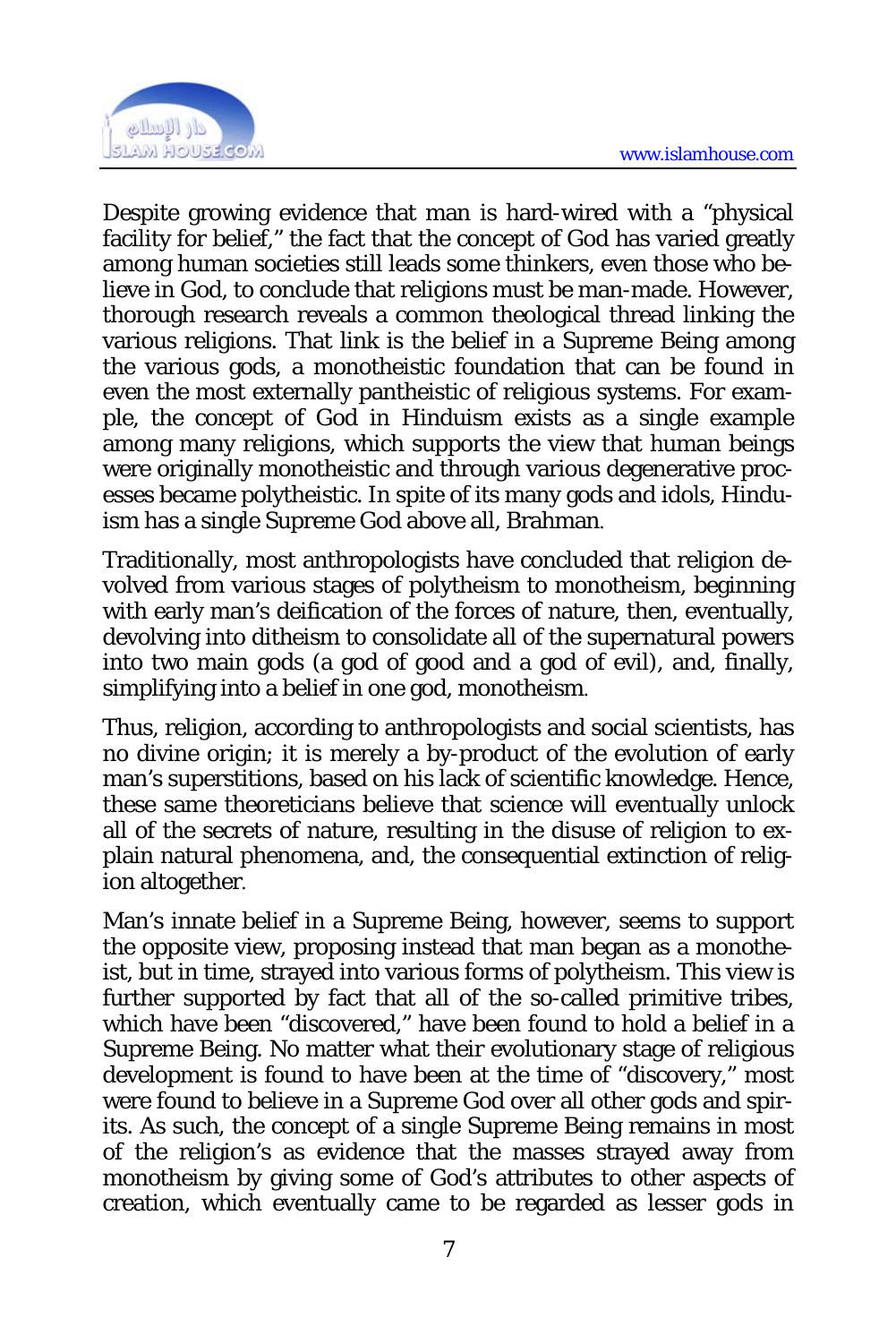Despite growing evidence that man is hard-wired with a "physical facility for belief," the fact that the concept of God has varied greatly among human societies still leads some thinkers, even those who believe in God, to conclude that religions must be man-made. However, thorough research reveals a common theological thread linking the various religions. That link is the belief in a Supreme Being among the various gods, a monotheistic foundation that can be found in even the most externally pantheistic of religious systems. For example, the concept of God in Hinduism exists as a single example among many religions, which supports the view that human beings were originally monotheistic and through various degenerative processes became polytheistic. In spite of its many gods and idols, Hinduism has a single Supreme God above all, Brahman.

Traditionally, most anthropologists have concluded that religion devolved from various stages of polytheism to monotheism, beginning with early man's deification of the forces of nature, then, eventually, devolving into ditheism to consolidate all of the supernatural powers into two main gods (a god of good and a god of evil), and, finally, simplifying into a belief in one god, monotheism.

Thus, religion, according to anthropologists and social scientists, has no divine origin; it is merely a by-product of the evolution of early man's superstitions, based on his lack of scientific knowledge. Hence, these same theoreticians believe that science will eventually unlock all of the secrets of nature, resulting in the disuse of religion to explain natural phenomena, and, the consequential extinction of religion altogether.

Man's innate belief in a Supreme Being, however, seems to support the opposite view, proposing instead that man began as a monotheist, but in time, strayed into various forms of polytheism. This view is further supported by fact that all of the so-called primitive tribes, which have been "discovered," have been found to hold a belief in a Supreme Being. No matter what their evolutionary stage of religious development is found to have been at the time of "discovery," most were found to believe in a Supreme God over all other gods and spirits. As such, the concept of a single Supreme Being remains in most of the religion's as evidence that the masses strayed away from monotheism by giving some of God's attributes to other aspects of creation, which eventually came to be regarded as lesser gods in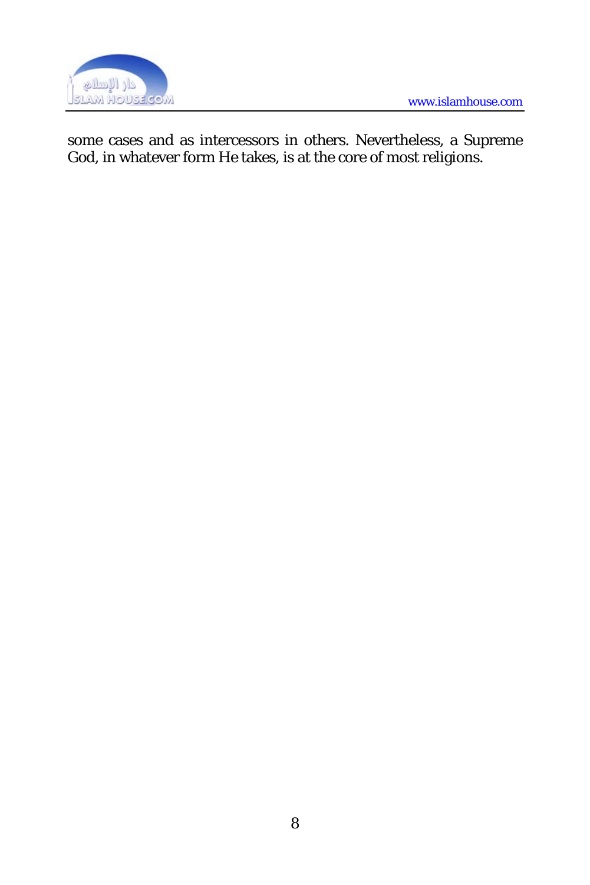some cases and as intercessors in others. Nevertheless, a Supreme God, in whatever form He takes, is at the core of most religions.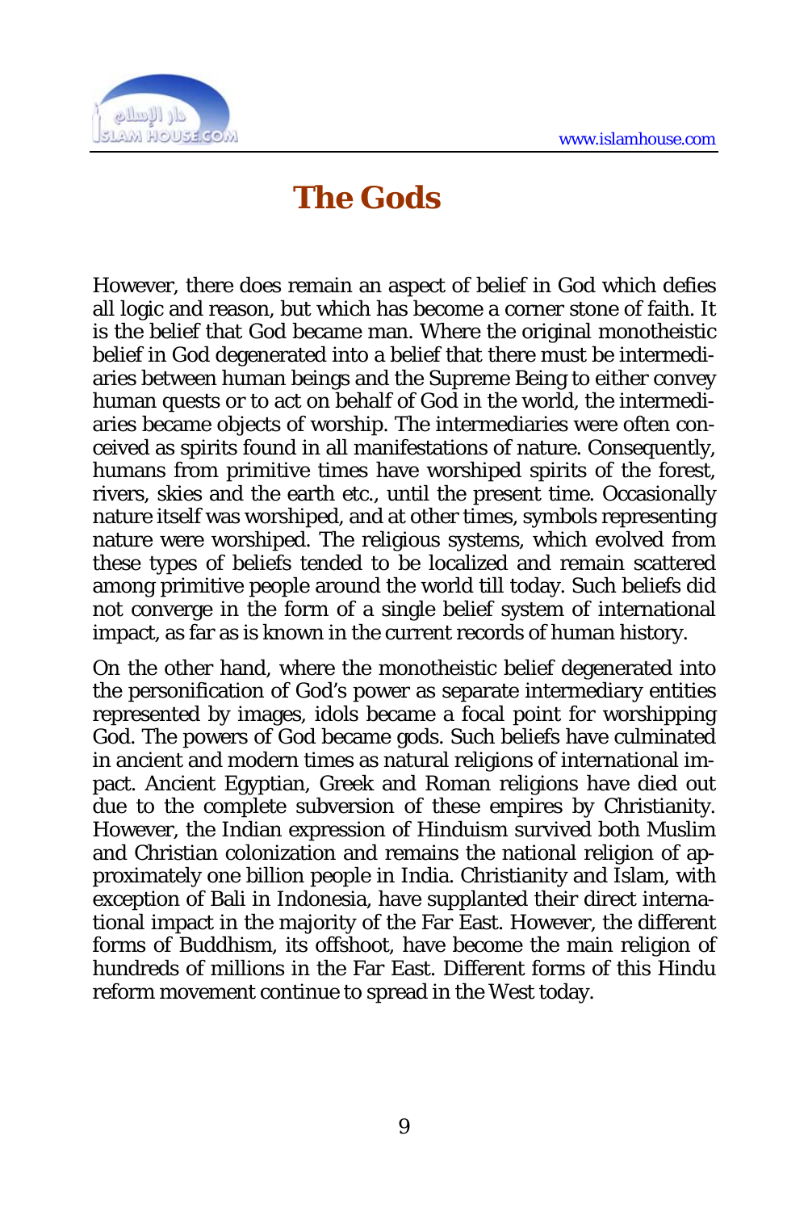# The Gods

However, there does remain an aspect of belief in God which defies all logic and reason, but which has become a corner stone of faith. It is the belief that God became man. Where the original monotheistic belief in God degenerated into a belief that there must be intermediaries between human beings and the Supreme Being to either convey human quests or to act on behalf of God in the world, the intermediaries became objects of worship. The intermediaries were often conceived as spirits found in all manifestations of nature. Consequently, humans from primitive times have worshiped spirits of the forest, rivers, skies and the earth etc., until the present time. Occasionally nature itself was worshiped, and at other times, symbols representing nature were worshiped. The religious systems, which evolved from these types of beliefs tended to be localized and remain scattered among primitive people around the world till today. Such beliefs did not converge in the form of a single belief system of international impact, as far as is known in the current records of human history.

On the other hand, where the monotheistic belief degenerated into the personification of God's power as separate intermediary entities represented by images, idols became a focal point for worshipping God. The powers of God became gods. Such beliefs have culminated in ancient and modern times as natural religions of international impact. Ancient Egyptian, Greek and Roman religions have died out due to the complete subversion of these empires by Christianity. However, the Indian expression of Hinduism survived both Muslim and Christian colonization and remains the national religion of approximately one billion people in India. Christianity and Islam, with exception of Bali in Indonesia, have supplanted their direct international impact in the majority of the Far East. However, the different forms of Buddhism, its offshoot, have become the main religion of hundreds of millions in the Far East. Different forms of this Hindu reform movement continue to spread in the West today.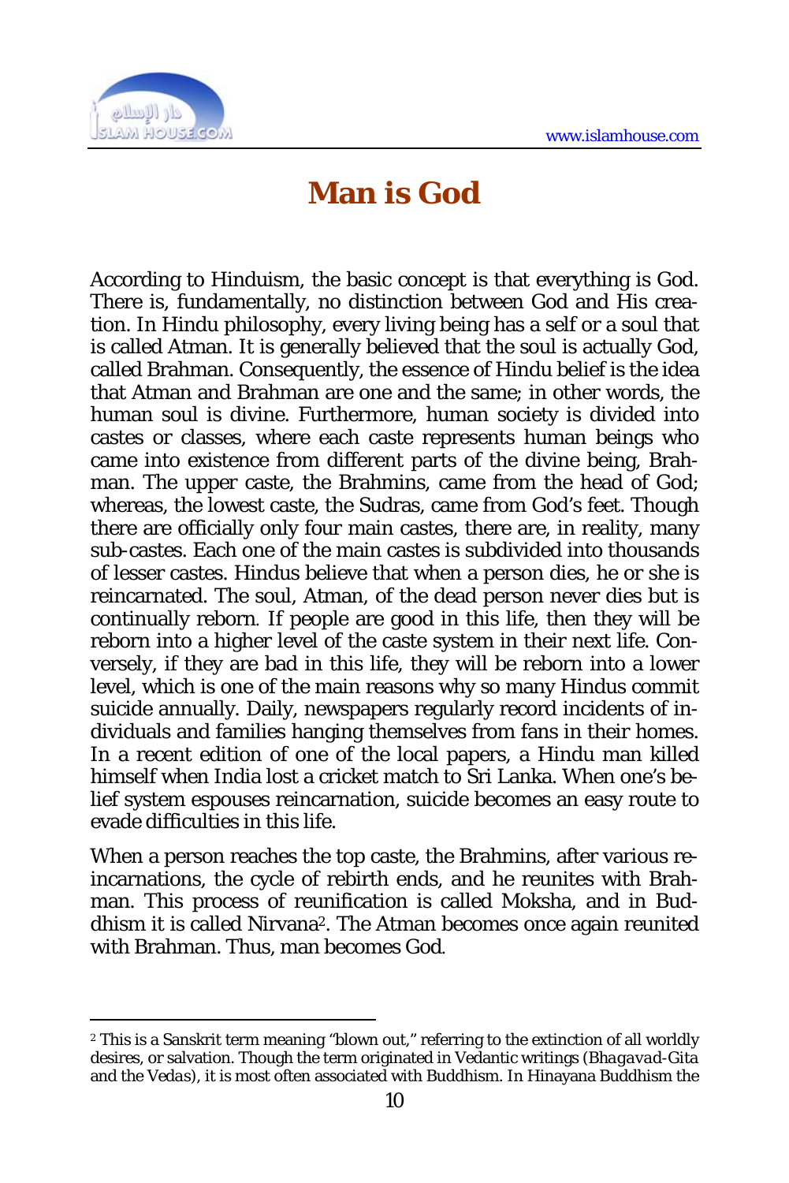# Man is God

According to Hinduism, the basic concept is that everything is God. There is, fundamentally, no distinction between God and His creation. In Hindu philosophy, every living being has a self or a soul that is called Atman. It is generally believed that the soul is actually God, called Brahman. Consequently, the essence of Hindu belief is the idea that Atman and Brahman are one and the same; in other words, the human soul is divine. Furthermore, human society is divided into castes or classes, where each caste represents human beings who came into existence from different parts of the divine being, Brahman. The upper caste, the Brahmins, came from the head of God; whereas, the lowest caste, the Sudras, came from God's feet. Though there are officially only four main castes, there are, in reality, many sub-castes. Each one of the main castes is subdivided into thousands of lesser castes. Hindus believe that when a person dies, he or she is reincarnated. The soul, Atman, of the dead person never dies but is continually reborn. If people are good in this life, then they will be reborn into a higher level of the caste system in their next life. Conversely, if they are bad in this life, they will be reborn into a lower level, which is one of the main reasons why so many Hindus commit suicide annually. Daily, newspapers regularly record incidents of individuals and families hanging themselves from fans in their homes. In a recent edition of one of the local papers, a Hindu man killed himself when India lost a cricket match to Sri Lanka. When one's belief system espouses reincarnation, suicide becomes an easy route to evade difficulties in this life.

When a person reaches the top caste, the Brahmins, after various reincarnations, the cycle of rebirth ends, and he reunites with Brahman. This process of reunification is called Moksha, and in Buddhism it is called Nirvana[2]. The Atman becomes once again reunited with Brahman. Thus, man becomes God.

---

[2] This is a Sanskrit term meaning "blown out," referring to the extinction of all worldly desires, or salvation. Though the term originated in Vedantic writings (*Bhagavad-Gita* and the *Vedas*), it is most often associated with Buddhism. In Hinayana Buddhism the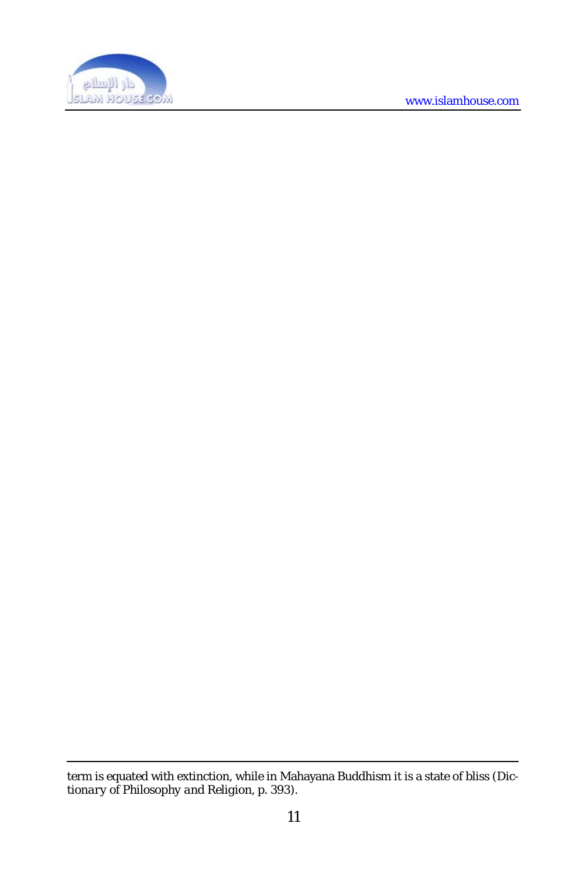term is equated with extinction, while in Mahayana Buddhism it is a state of bliss (*Dictionary of Philosophy and Religion*, p. 393).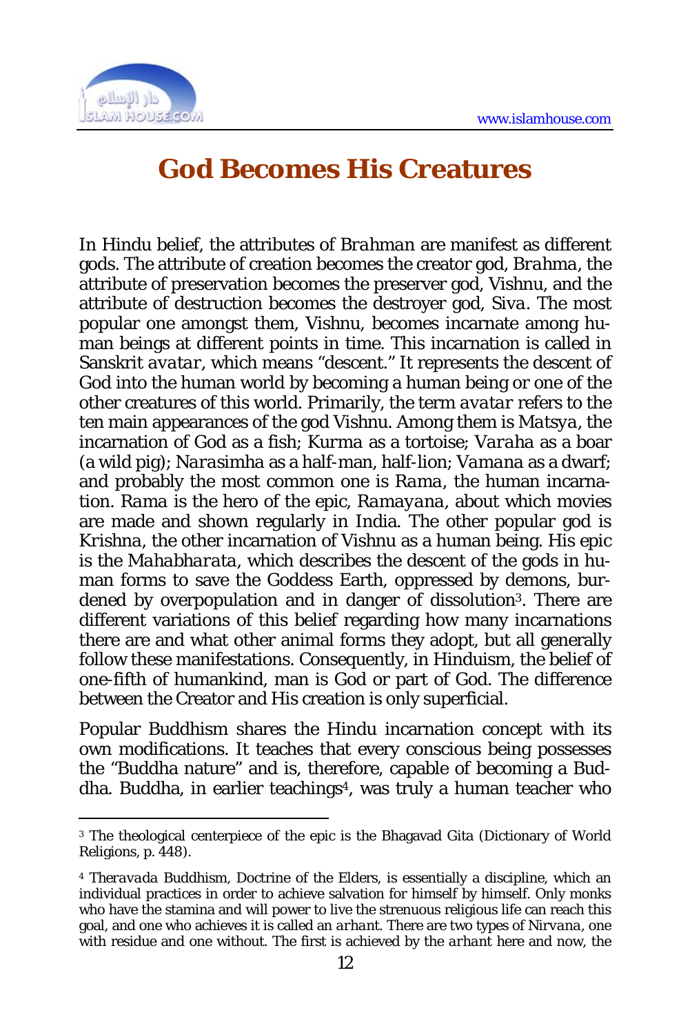# God Becomes His Creatures

In Hindu belief, the attributes of *Brahman* are manifest as different gods. The attribute of creation becomes the creator god, *Brahma*, the attribute of preservation becomes the preserver god, Vishnu, and the attribute of destruction becomes the destroyer god, *Siva*. The most popular one amongst them, Vishnu, becomes incarnate among human beings at different points in time. This incarnation is called in Sanskrit *avatar*, which means "descent." It represents the descent of God into the human world by becoming a human being or one of the other creatures of this world. Primarily, the term *avatar* refers to the ten main appearances of the god Vishnu. Among them is *Matsya*, the incarnation of God as a fish; *Kurma* as a tortoise; *Varaha* as a boar (a wild pig); *Narasimha* as a half-man, half-lion; *Vamana* as a dwarf; and probably the most common one is *Rama*, the human incarnation. *Rama* is the hero of the epic, *Ramayana*, about which movies are made and shown regularly in India. The other popular god is Krishna, the other incarnation of Vishnu as a human being. His epic is the *Mahabharata*, which describes the descent of the gods in human forms to save the Goddess Earth, oppressed by demons, burdened by overpopulation and in danger of dissolution[3]. There are different variations of this belief regarding how many incarnations there are and what other animal forms they adopt, but all generally follow these manifestations. Consequently, in Hinduism, the belief of one-fifth of humankind, man is God or part of God. The difference between the Creator and His creation is only superficial.

Popular Buddhism shares the Hindu incarnation concept with its own modifications. It teaches that every conscious being possesses the "Buddha nature" and is, therefore, capable of becoming a Buddha. Buddha, in earlier teachings[4], was truly a human teacher who

---

[3] The theological centerpiece of the epic is the Bhagavad Gita (Dictionary of World Religions, p. 448).

[4] *Theravada* Buddhism, Doctrine of the Elders, is essentially a discipline, which an individual practices in order to achieve salvation for himself by himself. Only monks who have the stamina and will power to live the strenuous religious life can reach this goal, and one who achieves it is called an *arhant*. There are two types of *Nirvana*, one with residue and one without. The first is achieved by the *arhant* here and now, the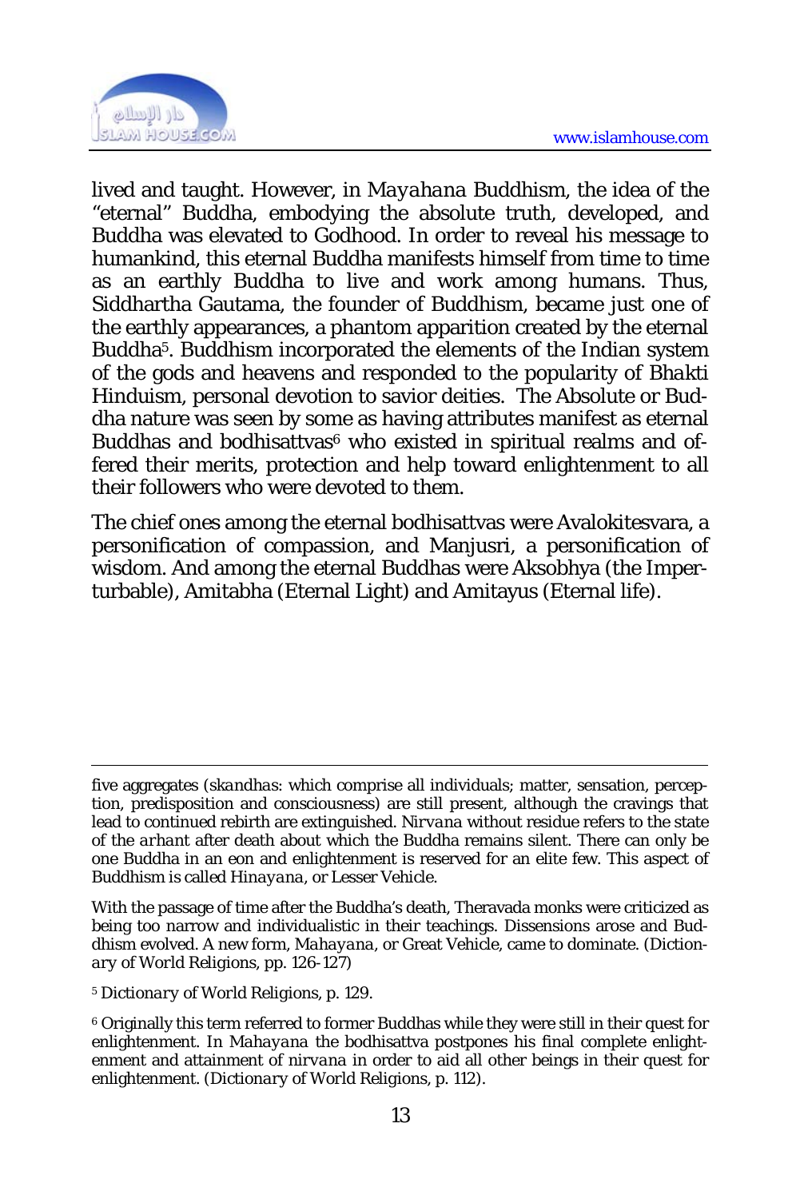lived and taught. However, in *Mayahana* Buddhism, the idea of the "eternal" Buddha, embodying the absolute truth, developed, and Buddha was elevated to Godhood. In order to reveal his message to humankind, this eternal Buddha manifests himself from time to time as an earthly Buddha to live and work among humans. Thus, Siddhartha Gautama, the founder of Buddhism, became just one of the earthly appearances, a phantom apparition created by the eternal Buddha[5]. Buddhism incorporated the elements of the Indian system of the gods and heavens and responded to the popularity of *Bhakti* Hinduism, personal devotion to savior deities. The Absolute or Buddha nature was seen by some as having attributes manifest as eternal Buddhas and bodhisattvas[6] who existed in spiritual realms and offered their merits, protection and help toward enlightenment to all their followers who were devoted to them.

The chief ones among the eternal bodhisattvas were Avalokitesvara, a personification of compassion, and Manjusri, a personification of wisdom. And among the eternal Buddhas were Aksobhya (the Imperturbable), Amitabha (Eternal Light) and Amitayus (Eternal life).

---

five aggregates (*skandhas*: which comprise all individuals; matter, sensation, perception, predisposition and consciousness) are still present, although the cravings that lead to continued rebirth are extinguished. *Nirvana* without residue refers to the state of the *arhant* after death about which the Buddha remains silent. There can only be one Buddha in an eon and enlightenment is reserved for an elite few. This aspect of Buddhism is called *Hinayana*, or Lesser Vehicle.

With the passage of time after the Buddha's death, Theravada monks were criticized as being too narrow and individualistic in their teachings. Dissensions arose and Buddhism evolved. A new form, *Mahayana*, or Great Vehicle, came to dominate. (*Dictionary of World Religions*, pp. 126-127)

[5] *Dictionary of World Religions*, p. 129.

[6] Originally this term referred to former Buddhas while they were still in their quest for enlightenment. In *Mahayana* the bodhisattva postpones his final complete enlightenment and attainment of *nirvana* in order to aid all other beings in their quest for enlightenment. (*Dictionary of World Religions*, p. 112).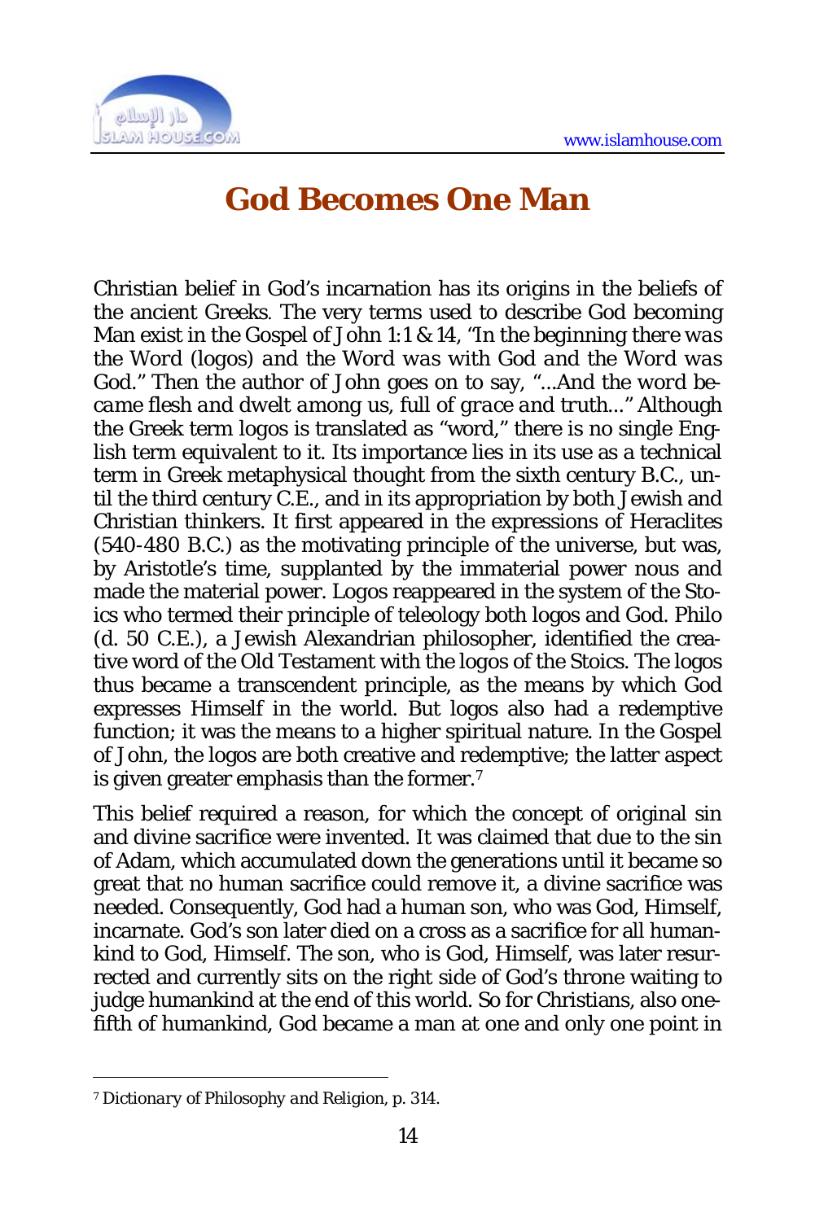# God Becomes One Man

Christian belief in God's incarnation has its origins in the beliefs of the ancient Greeks. The very terms used to describe God becoming Man exist in the Gospel of John 1:1 & 14, *"In the beginning there was the Word (logos) and the Word was with God and the Word was God."* Then the author of John goes on to say, *"...And the word became flesh and dwelt among us, full of grace and truth..."* Although the Greek term logos is translated as "word," there is no single English term equivalent to it. Its importance lies in its use as a technical term in Greek metaphysical thought from the sixth century B.C., until the third century C.E., and in its appropriation by both Jewish and Christian thinkers. It first appeared in the expressions of Heraclites (540-480 B.C.) as the motivating principle of the universe, but was, by Aristotle's time, supplanted by the immaterial power nous and made the material power. Logos reappeared in the system of the Stoics who termed their principle of teleology both logos and God. Philo (d. 50 C.E.), a Jewish Alexandrian philosopher, identified the creative word of the Old Testament with the logos of the Stoics. The logos thus became a transcendent principle, as the means by which God expresses Himself in the world. But logos also had a redemptive function; it was the means to a higher spiritual nature. In the Gospel of John, the logos are both creative and redemptive; the latter aspect is given greater emphasis than the former.[7]

This belief required a reason, for which the concept of original sin and divine sacrifice were invented. It was claimed that due to the sin of Adam, which accumulated down the generations until it became so great that no human sacrifice could remove it, a divine sacrifice was needed. Consequently, God had a human son, who was God, Himself, incarnate. God's son later died on a cross as a sacrifice for all humankind to God, Himself. The son, who is God, Himself, was later resurrected and currently sits on the right side of God's throne waiting to judge humankind at the end of this world. So for Christians, also one-fifth of humankind, God became a man at one and only one point in

---

[7] *Dictionary of Philosophy and Religion*, p. 314.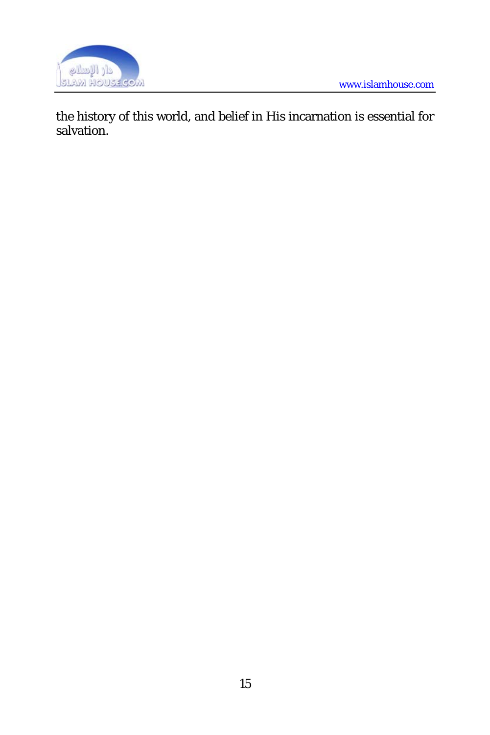the history of this world, and belief in His incarnation is essential for salvation.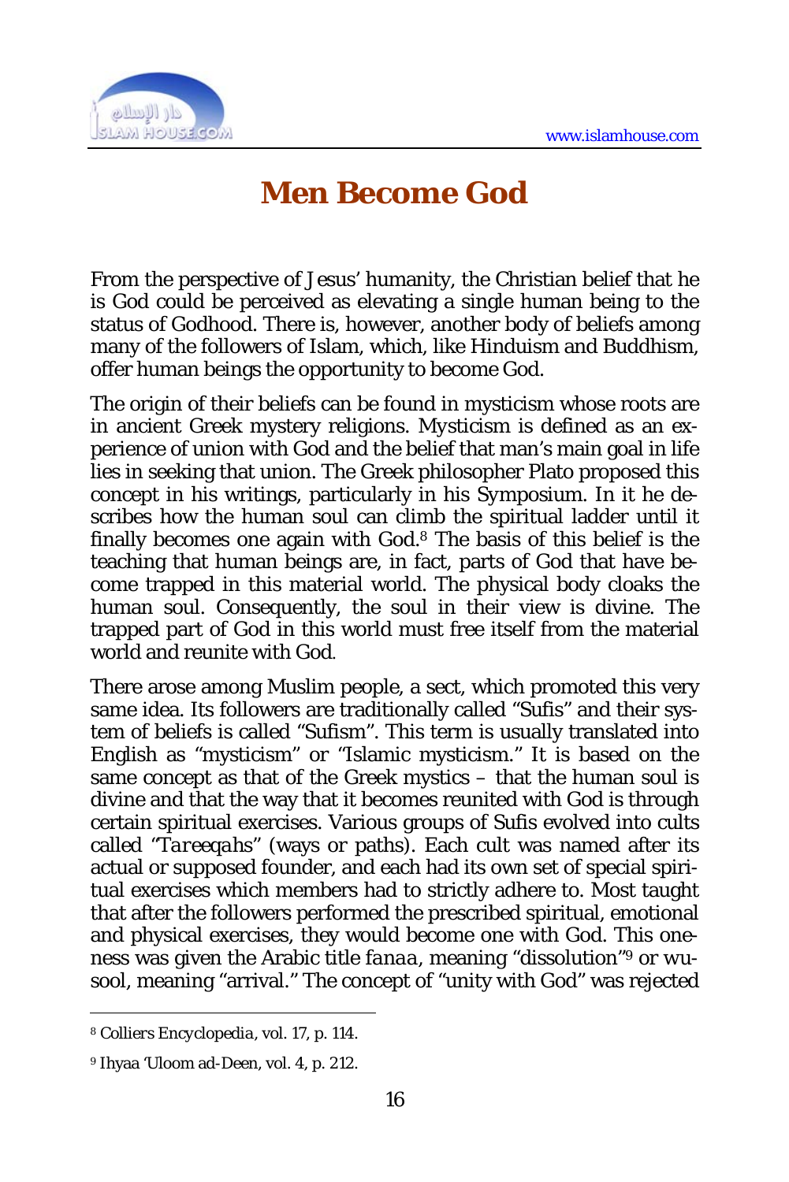# Men Become God

From the perspective of Jesus' humanity, the Christian belief that he is God could be perceived as elevating a single human being to the status of Godhood. There is, however, another body of beliefs among many of the followers of Islam, which, like Hinduism and Buddhism, offer human beings the opportunity to become God.

The origin of their beliefs can be found in mysticism whose roots are in ancient Greek mystery religions. Mysticism is defined as an experience of union with God and the belief that man's main goal in life lies in seeking that union. The Greek philosopher Plato proposed this concept in his writings, particularly in his Symposium. In it he describes how the human soul can climb the spiritual ladder until it finally becomes one again with God.[8] The basis of this belief is the teaching that human beings are, in fact, parts of God that have become trapped in this material world. The physical body cloaks the human soul. Consequently, the soul in their view is divine. The trapped part of God in this world must free itself from the material world and reunite with God.

There arose among Muslim people, a sect, which promoted this very same idea. Its followers are traditionally called "Sufis" and their system of beliefs is called "Sufism". This term is usually translated into English as "mysticism" or "Islamic mysticism." It is based on the same concept as that of the Greek mystics – that the human soul is divine and that the way that it becomes reunited with God is through certain spiritual exercises. Various groups of Sufis evolved into cults called "*Tareeqahs*" (ways or paths). Each cult was named after its actual or supposed founder, and each had its own set of special spiritual exercises which members had to strictly adhere to. Most taught that after the followers performed the prescribed spiritual, emotional and physical exercises, they would become one with God. This oneness was given the Arabic title *fanaa*, meaning "dissolution"[9] or wusool, meaning "arrival." The concept of "unity with God" was rejected

---

[8] Colliers Encyclopedia, vol. 17, p. 114.

[9] Ihyaa 'Uloom ad-Deen, vol. 4, p. 212.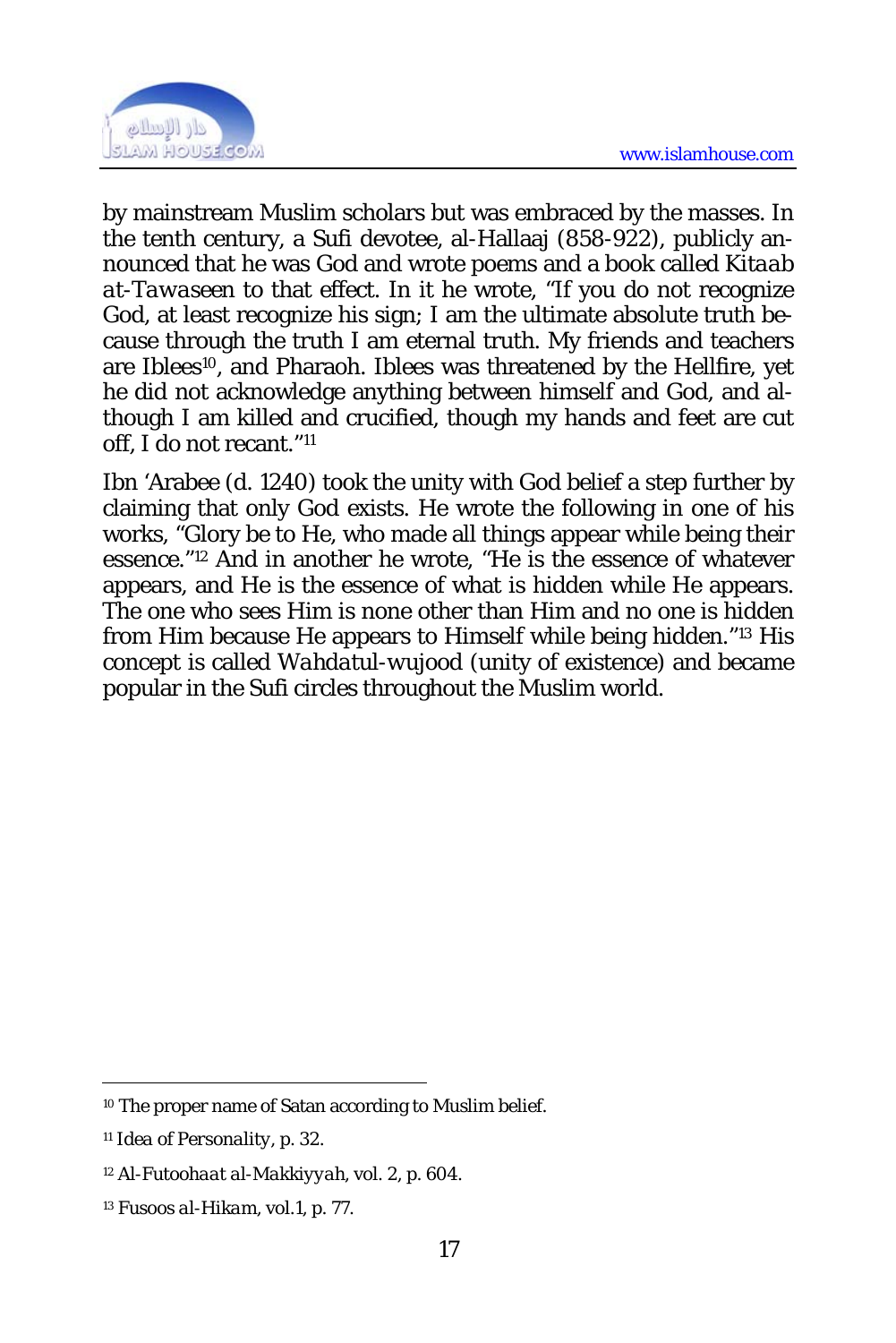by mainstream Muslim scholars but was embraced by the masses. In the tenth century, a Sufi devotee, al-Hallaaj (858-922), publicly announced that he was God and wrote poems and a book called *Kitaab at-Tawaseen* to that effect. In it he wrote, "If you do not recognize God, at least recognize his sign; I am the ultimate absolute truth because through the truth I am eternal truth. My friends and teachers are Iblees[10], and Pharaoh. Iblees was threatened by the Hellfire, yet he did not acknowledge anything between himself and God, and although I am killed and crucified, though my hands and feet are cut off, I do not recant."[11]

Ibn 'Arabee (d. 1240) took the unity with God belief a step further by claiming that only God exists. He wrote the following in one of his works, "Glory be to He, who made all things appear while being their essence."[12] And in another he wrote, "He is the essence of whatever appears, and He is the essence of what is hidden while He appears. The one who sees Him is none other than Him and no one is hidden from Him because He appears to Himself while being hidden."[13] His concept is called *Wahdatul-wujood* (unity of existence) and became popular in the Sufi circles throughout the Muslim world.

---

[10] The proper name of Satan according to Muslim belief.

[11] *Idea of Personality*, p. 32.

[12] *Al-Futoohaat al-Makkiyyah*, vol. 2, p. 604.

[13] *Fusoos al-Hikam*, vol.1, p. 77.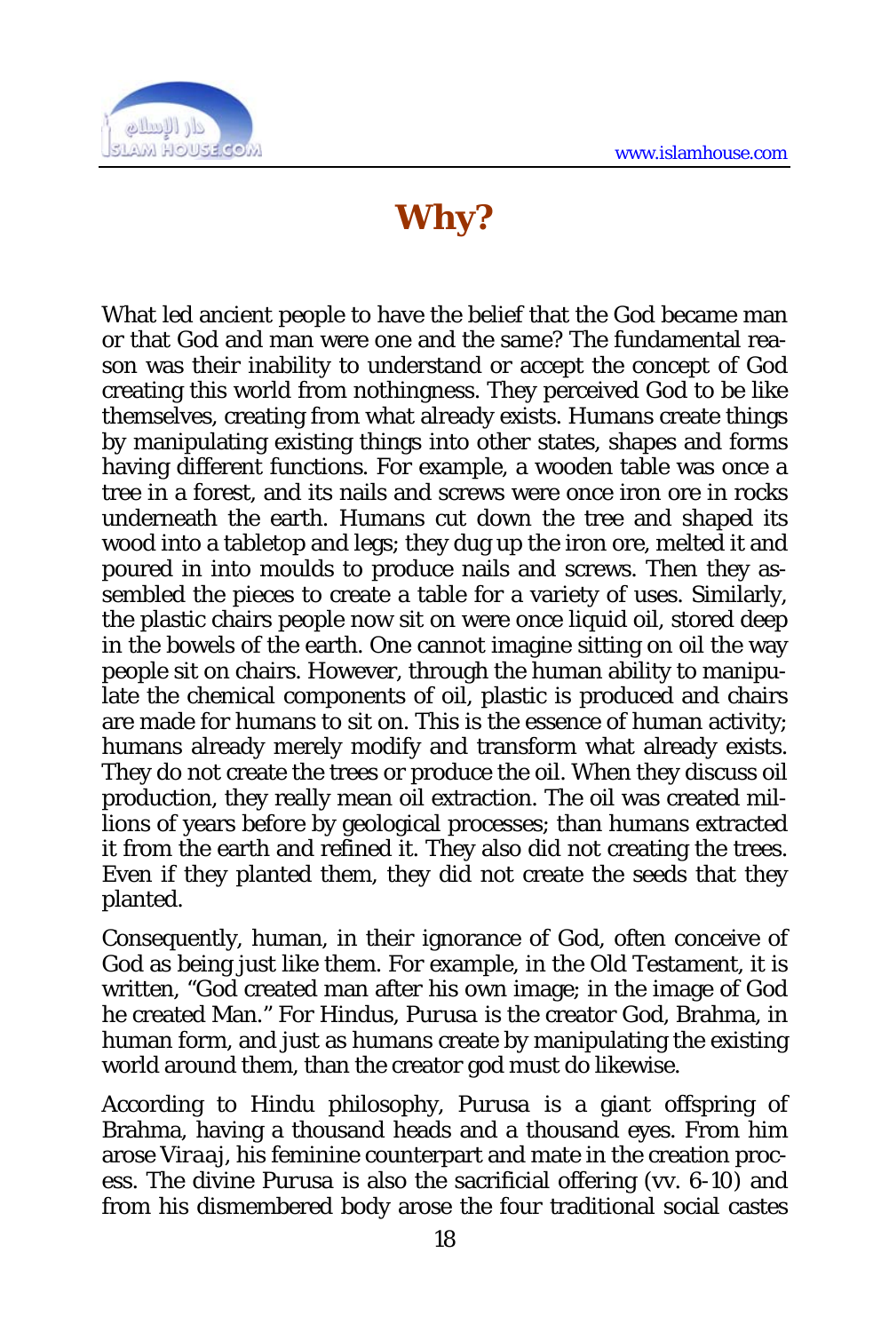# Why?

What led ancient people to have the belief that the God became man or that God and man were one and the same? The fundamental reason was their inability to understand or accept the concept of God creating this world from nothingness. They perceived God to be like themselves, creating from what already exists. Humans create things by manipulating existing things into other states, shapes and forms having different functions. For example, a wooden table was once a tree in a forest, and its nails and screws were once iron ore in rocks underneath the earth. Humans cut down the tree and shaped its wood into a tabletop and legs; they dug up the iron ore, melted it and poured in into moulds to produce nails and screws. Then they assembled the pieces to create a table for a variety of uses. Similarly, the plastic chairs people now sit on were once liquid oil, stored deep in the bowels of the earth. One cannot imagine sitting on oil the way people sit on chairs. However, through the human ability to manipulate the chemical components of oil, plastic is produced and chairs are made for humans to sit on. This is the essence of human activity; humans already merely modify and transform what already exists. They do not create the trees or produce the oil. When they discuss oil production, they really mean oil extraction. The oil was created millions of years before by geological processes; than humans extracted it from the earth and refined it. They also did not creating the trees. Even if they planted them, they did not create the seeds that they planted.

Consequently, human, in their ignorance of God, often conceive of God as being just like them. For example, in the Old Testament, it is written, "God created man after his own image; in the image of God he created Man." For Hindus, Purusa is the creator God, Brahma, in human form, and just as humans create by manipulating the existing world around them, than the creator god must do likewise.

According to Hindu philosophy, Purusa is a giant offspring of Brahma, having a thousand heads and a thousand eyes. From him arose *Viraaj*, his feminine counterpart and mate in the creation process. The divine Purusa is also the sacrificial offering (vv. 6-10) and from his dismembered body arose the four traditional social castes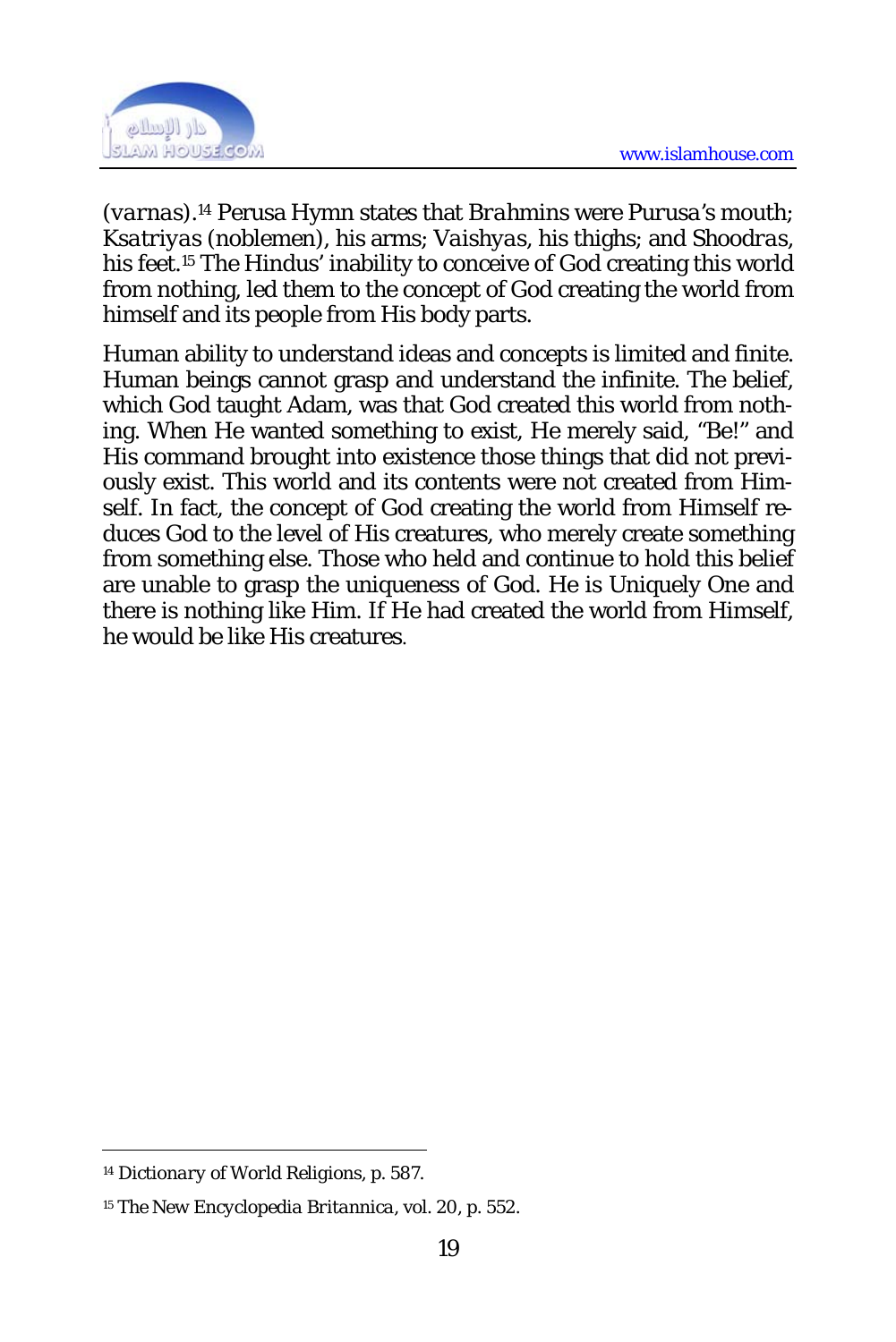(*varnas*).[14] Perusa Hymn states that *Brahmins* were *Purusa's* mouth; *Ksatriyas* (noblemen), his arms; *Vaishyas*, his thighs; and *Shoodras*, his feet.[15] The Hindus' inability to conceive of God creating this world from nothing, led them to the concept of God creating the world from himself and its people from His body parts.

Human ability to understand ideas and concepts is limited and finite. Human beings cannot grasp and understand the infinite. The belief, which God taught Adam, was that God created this world from nothing. When He wanted something to exist, He merely said, "Be!" and His command brought into existence those things that did not previously exist. This world and its contents were not created from Himself. In fact, the concept of God creating the world from Himself reduces God to the level of His creatures, who merely create something from something else. Those who held and continue to hold this belief are unable to grasp the uniqueness of God. He is Uniquely One and there is nothing like Him. If He had created the world from Himself, he would be like His creatures.

---

[14] *Dictionary of World Religions*, p. 587.

[15] *The New Encyclopedia Britannica*, vol. 20, p. 552.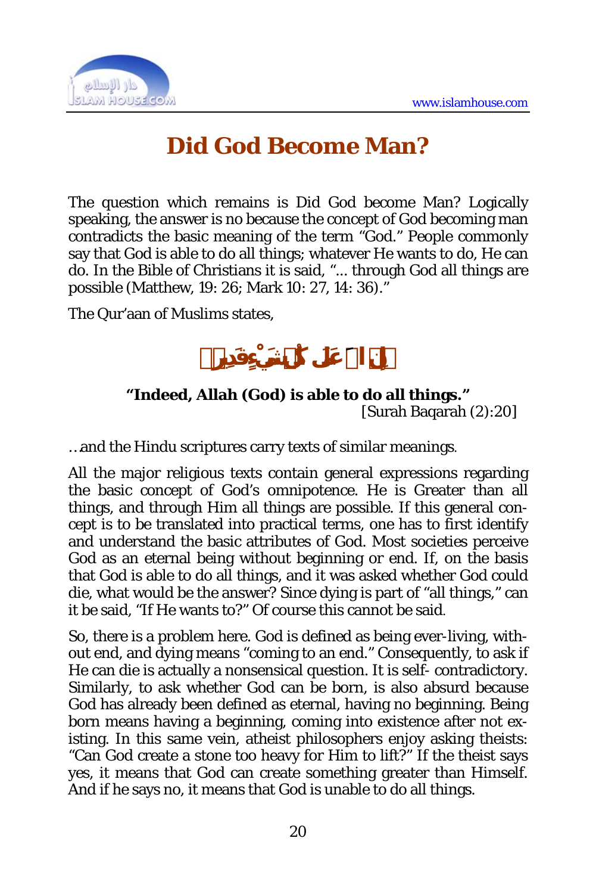# Did God Become Man?

The question which remains is Did God become Man? Logically speaking, the answer is no because the concept of God becoming man contradicts the basic meaning of the term "God." People commonly say that God is able to do all things; whatever He wants to do, He can do. In the Bible of Christians it is said, "... through God all things are possible (Matthew, 19: 26; Mark 10: 27, 14: 36)."

The Qur'aan of Muslims states,

﴿إِنَّ اللَّهَ عَلَى كُلِّ شَيْءٍ قَدِيرٌ﴾

**"Indeed, Allah (God) is able to do all things."**
[Surah Baqarah (2):20]

…and the Hindu scriptures carry texts of similar meanings.

All the major religious texts contain general expressions regarding the basic concept of God's omnipotence. He is Greater than all things, and through Him all things are possible. If this general concept is to be translated into practical terms, one has to first identify and understand the basic attributes of God. Most societies perceive God as an eternal being without beginning or end. If, on the basis that God is able to do all things, and it was asked whether God could die, what would be the answer? Since dying is part of "all things," can it be said, "If He wants to?" Of course this cannot be said.

So, there is a problem here. God is defined as being ever-living, without end, and dying means "coming to an end." Consequently, to ask if He can die is actually a nonsensical question. It is self- contradictory. Similarly, to ask whether God can be born, is also absurd because God has already been defined as eternal, having no beginning. Being born means having a beginning, coming into existence after not existing. In this same vein, atheist philosophers enjoy asking theists: "Can God create a stone too heavy for Him to lift?" If the theist says yes, it means that God can create something greater than Himself. And if he says no, it means that God is unable to do all things.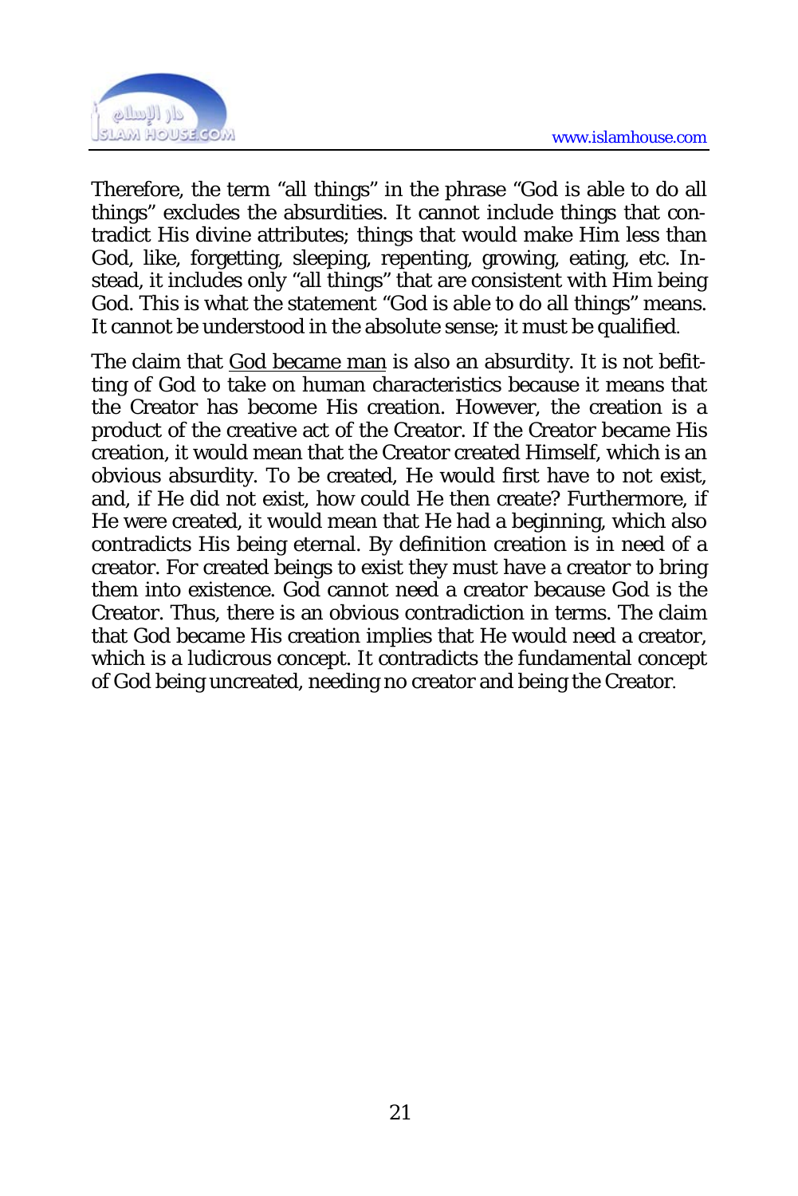Therefore, the term “all things” in the phrase “God is able to do all things” excludes the absurdities. It cannot include things that contradict His divine attributes; things that would make Him less than God, like, forgetting, sleeping, repenting, growing, eating, etc. Instead, it includes only “all things” that are consistent with Him being God. This is what the statement “God is able to do all things” means. It cannot be understood in the absolute sense; it must be qualified.

The claim that God became man is also an absurdity. It is not befitting of God to take on human characteristics because it means that the Creator has become His creation. However, the creation is a product of the creative act of the Creator. If the Creator became His creation, it would mean that the Creator created Himself, which is an obvious absurdity. To be created, He would first have to not exist, and, if He did not exist, how could He then create? Furthermore, if He were created, it would mean that He had a beginning, which also contradicts His being eternal. By definition creation is in need of a creator. For created beings to exist they must have a creator to bring them into existence. God cannot need a creator because God is the Creator. Thus, there is an obvious contradiction in terms. The claim that God became His creation implies that He would need a creator, which is a ludicrous concept. It contradicts the fundamental concept of God being uncreated, needing no creator and being the Creator.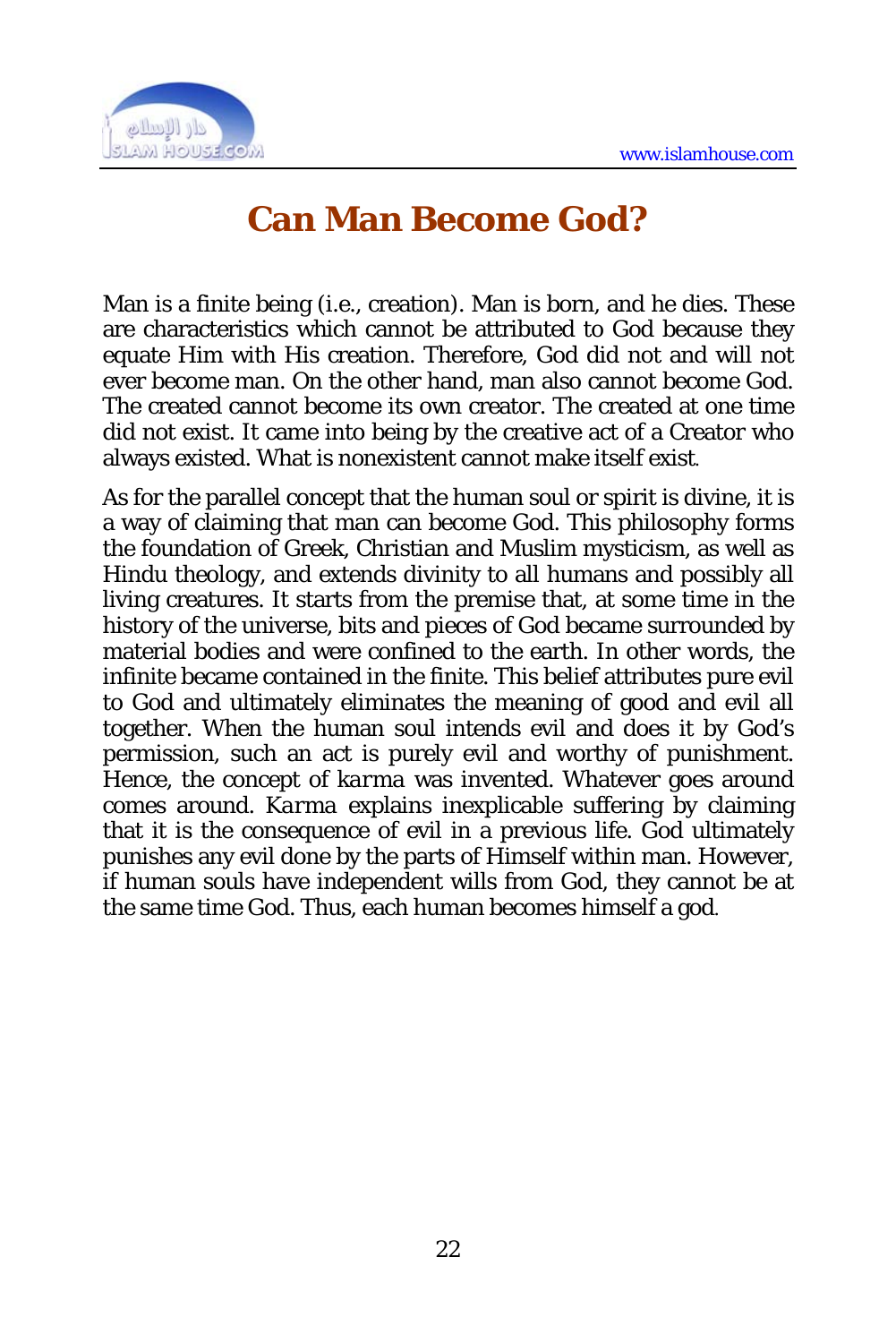# Can Man Become God?

Man is a finite being (i.e., creation). Man is born, and he dies. These are characteristics which cannot be attributed to God because they equate Him with His creation. Therefore, God did not and will not ever become man. On the other hand, man also cannot become God. The created cannot become its own creator. The created at one time did not exist. It came into being by the creative act of a Creator who always existed. What is nonexistent cannot make itself exist.

As for the parallel concept that the human soul or spirit is divine, it is a way of claiming that man can become God. This philosophy forms the foundation of Greek, Christian and Muslim mysticism, as well as Hindu theology, and extends divinity to all humans and possibly all living creatures. It starts from the premise that, at some time in the history of the universe, bits and pieces of God became surrounded by material bodies and were confined to the earth. In other words, the infinite became contained in the finite. This belief attributes pure evil to God and ultimately eliminates the meaning of good and evil all together. When the human soul intends evil and does it by God's permission, such an act is purely evil and worthy of punishment. Hence, the concept of *karma* was invented. Whatever goes around comes around. *Karma* explains inexplicable suffering by claiming that it is the consequence of evil in a previous life. God ultimately punishes any evil done by the parts of Himself within man. However, if human souls have independent wills from God, they cannot be at the same time God. Thus, each human becomes himself a god.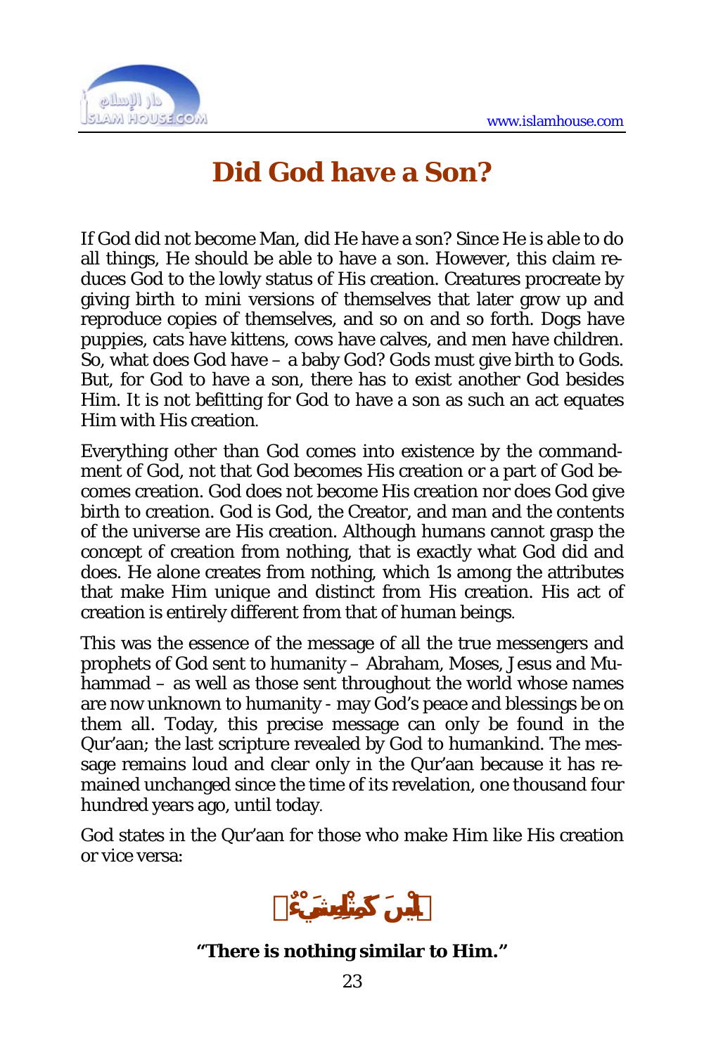# Did God have a Son?

If God did not become Man, did He have a son? Since He is able to do all things, He should be able to have a son. However, this claim reduces God to the lowly status of His creation. Creatures procreate by giving birth to mini versions of themselves that later grow up and reproduce copies of themselves, and so on and so forth. Dogs have puppies, cats have kittens, cows have calves, and men have children. So, what does God have – a baby God? Gods must give birth to Gods. But, for God to have a son, there has to exist another God besides Him. It is not befitting for God to have a son as such an act equates Him with His creation.

Everything other than God comes into existence by the commandment of God, not that God becomes His creation or a part of God becomes creation. God does not become His creation nor does God give birth to creation. God is God, the Creator, and man and the contents of the universe are His creation. Although humans cannot grasp the concept of creation from nothing, that is exactly what God did and does. He alone creates from nothing, which 1s among the attributes that make Him unique and distinct from His creation. His act of creation is entirely different from that of human beings.

This was the essence of the message of all the true messengers and prophets of God sent to humanity – Abraham, Moses, Jesus and Muhammad – as well as those sent throughout the world whose names are now unknown to humanity - may God's peace and blessings be on them all. Today, this precise message can only be found in the Qur'aan; the last scripture revealed by God to humankind. The message remains loud and clear only in the Qur'aan because it has remained unchanged since the time of its revelation, one thousand four hundred years ago, until today.

God states in the Qur'aan for those who make Him like His creation or vice versa:

﴿لَيْسَ كَمِثْلِهِ شَيْءٌ﴾

**"There is nothing similar to Him."**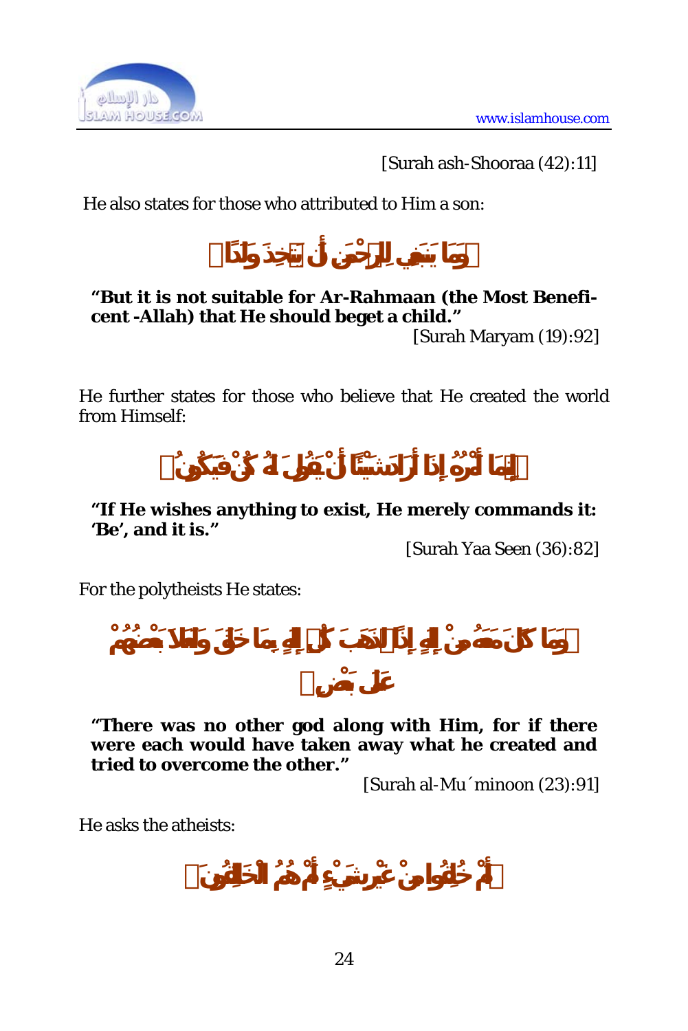[Surah ash-Shooraa (42):11]

He also states for those who attributed to Him a son:

﴿وَمَا يَنبَغِي لِلرَّحْمَٰنِ أَن يَتَّخِذَ وَلَدًا﴾

**"But it is not suitable for Ar-Rahmaan (the Most Beneficent -Allah) that He should beget a child."**

[Surah Maryam (19):92]

He further states for those who believe that He created the world from Himself:

﴿إِنَّمَا أَمْرُهُ إِذَا أَرَادَ شَيْئًا أَن يَقُولَ لَهُ كُن فَيَكُونُ﴾

**"If He wishes anything to exist, He merely commands it: 'Be', and it is."**

[Surah Yaa Seen (36):82]

For the polytheists He states:

﴿وَمَا كَانَ مَعَهُ مِنْ إِلَٰهٍ إِذًا لَّذَهَبَ كُلُّ إِلَٰهٍ بِمَا خَلَقَ وَلَعَلَا بَعْضُهُمْ عَلَىٰ بَعْضٍ﴾

**"There was no other god along with Him, for if there were each would have taken away what he created and tried to overcome the other."**

[Surah al-Mu´minoon (23):91]

He asks the atheists:

﴿أَمْ خُلِقُوا مِنْ غَيْرِ شَيْءٍ أَمْ هُمُ الْخَالِقُونَ﴾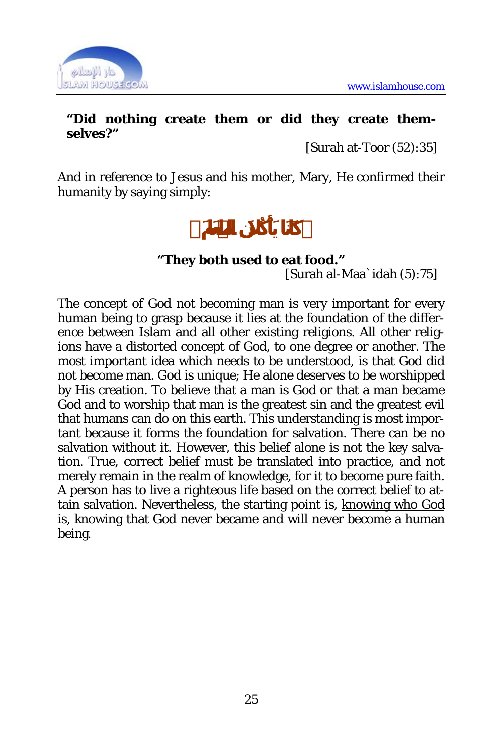**"Did nothing create them or did they create themselves?"**

[Surah at-Toor (52):35]

And in reference to Jesus and his mother, Mary, He confirmed their humanity by saying simply:

﴿كَانَا يَأْكُلاَنِ الطَّعَامَ﴾

**"They both used to eat food."**

[Surah al-Maa`idah (5):75]

The concept of God not becoming man is very important for every human being to grasp because it lies at the foundation of the difference between Islam and all other existing religions. All other religions have a distorted concept of God, to one degree or another. The most important idea which needs to be understood, is that God did not become man. God is unique; He alone deserves to be worshipped by His creation. To believe that a man is God or that a man became God and to worship that man is the greatest sin and the greatest evil that humans can do on this earth. This understanding is most important because it forms <u>the foundation for salvation</u>. There can be no salvation without it. However, this belief alone is not the key salvation. True, correct belief must be translated into practice, and not merely remain in the realm of knowledge, for it to become pure faith. A person has to live a righteous life based on the correct belief to attain salvation. Nevertheless, the starting point is, <u>knowing who God is,</u> knowing that God never became and will never become a human being.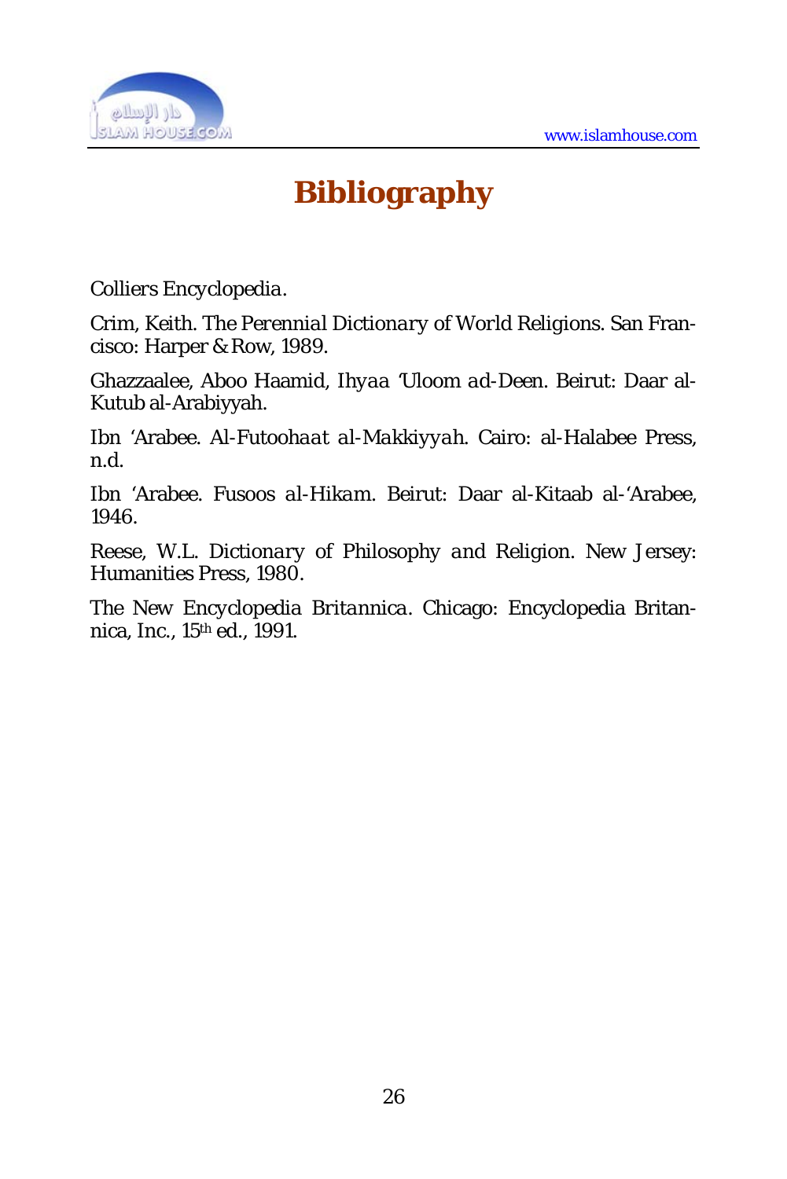# Bibliography

*Colliers Encyclopedia.*

Crim, Keith. *The Perennial Dictionary of World Religions.* San Francisco: Harper & Row, 1989.

Ghazzaalee, Aboo Haamid, *Ihyaa 'Uloom ad-Deen.* Beirut: Daar al-Kutub al-Arabiyyah.

Ibn 'Arabee. *Al-Futoohaat al-Makkiyyah.* Cairo: al-Halabee Press, n.d.

Ibn 'Arabee. *Fusoos al-Hikam.* Beirut: Daar al-Kitaab al-'Arabee, 1946.

Reese, W.L. *Dictionary of Philosophy and Religion.* New Jersey: Humanities Press, 1980.

*The New Encyclopedia Britannica.* Chicago: Encyclopedia Britannica, Inc., 15th ed., 1991.